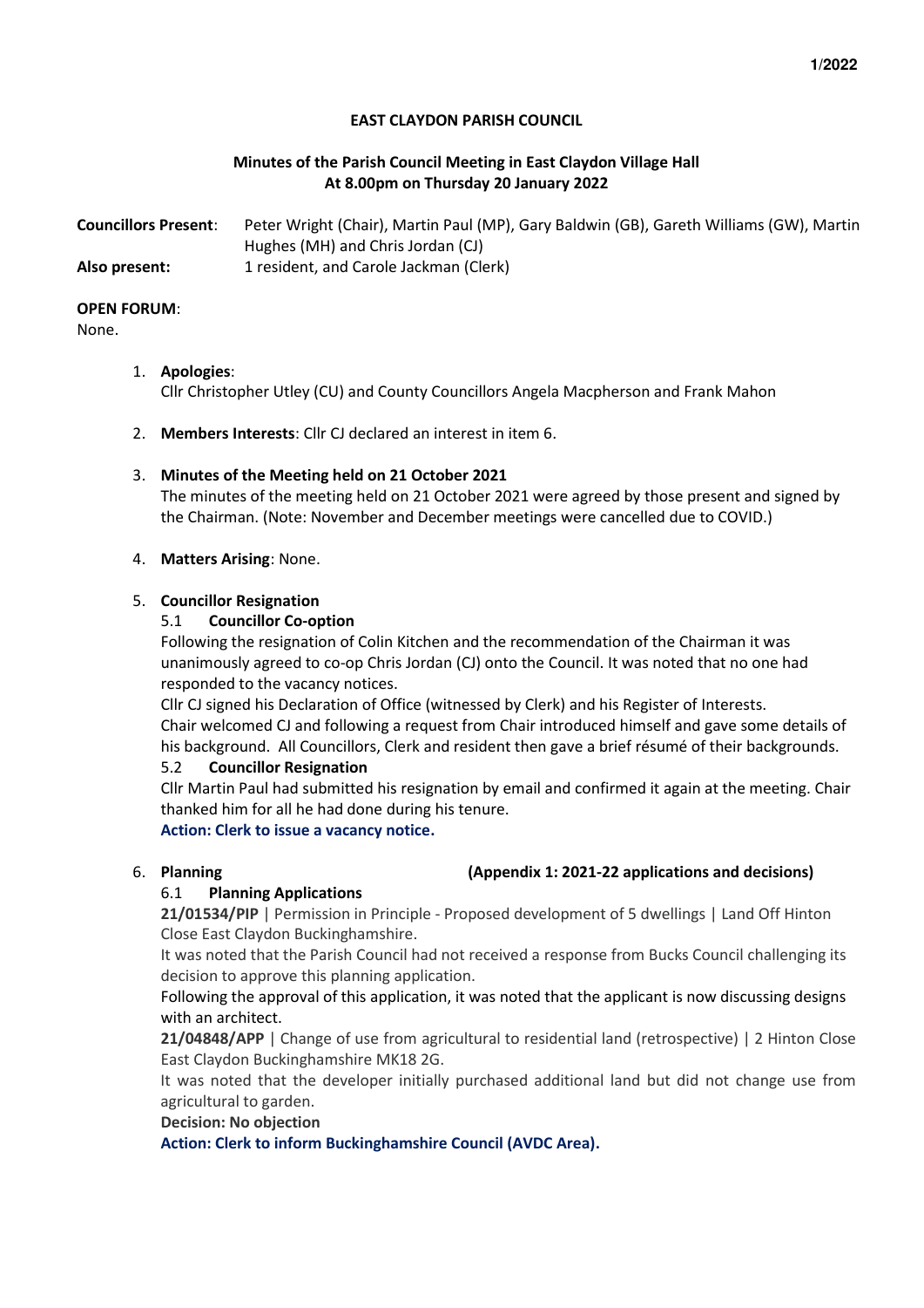**EAST CLAYDON PARISH COUNCIL**

**Minutes of the Parish Council Meeting in East Claydon Village Hall**
**At 8.00pm on Thursday 20 January 2022**

**Councillors Present**: Peter Wright (Chair), Martin Paul (MP), Gary Baldwin (GB), Gareth Williams (GW), Martin Hughes (MH) and Chris Jordan (CJ)

**Also present:** 1 resident, and Carole Jackman (Clerk)

**OPEN FORUM**:
None.

1. **Apologies**:
   Cllr Christopher Utley (CU) and County Councillors Angela Macpherson and Frank Mahon

2. **Members Interests**: Cllr CJ declared an interest in item 6.

3. **Minutes of the Meeting held on 21 October 2021**
   The minutes of the meeting held on 21 October 2021 were agreed by those present and signed by the Chairman. (Note: November and December meetings were cancelled due to COVID.)

4. **Matters Arising**: None.

5. **Councillor Resignation**

   5.1 **Councillor Co-option**
   Following the resignation of Colin Kitchen and the recommendation of the Chairman it was unanimously agreed to co-op Chris Jordan (CJ) onto the Council. It was noted that no one had responded to the vacancy notices.
   Cllr CJ signed his Declaration of Office (witnessed by Clerk) and his Register of Interests.
   Chair welcomed CJ and following a request from Chair introduced himself and gave some details of his background. All Councillors, Clerk and resident then gave a brief résumé of their backgrounds.

   5.2 **Councillor Resignation**
   Cllr Martin Paul had submitted his resignation by email and confirmed it again at the meeting. Chair thanked him for all he had done during his tenure.
   **Action: Clerk to issue a vacancy notice.**

6. **Planning** **(Appendix 1: 2021-22 applications and decisions)**

   6.1 **Planning Applications**
   **21/01534/PIP** | Permission in Principle - Proposed development of 5 dwellings | Land Off Hinton Close East Claydon Buckinghamshire.
   It was noted that the Parish Council had not received a response from Bucks Council challenging its decision to approve this planning application.
   Following the approval of this application, it was noted that the applicant is now discussing designs with an architect.
   **21/04848/APP** | Change of use from agricultural to residential land (retrospective) | 2 Hinton Close East Claydon Buckinghamshire MK18 2G.
   It was noted that the developer initially purchased additional land but did not change use from agricultural to garden.
   **Decision: No objection**
   **Action: Clerk to inform Buckinghamshire Council (AVDC Area).**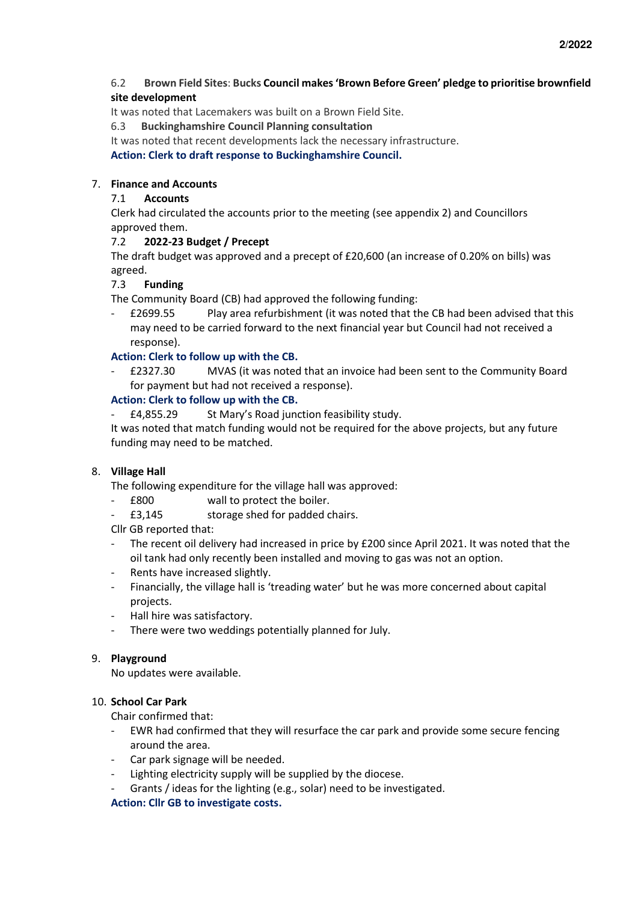6.2 **Brown Field Sites**: **Bucks Council makes 'Brown Before Green' pledge to prioritise brownfield site development**

It was noted that Lacemakers was built on a Brown Field Site.

6.3 **Buckinghamshire Council Planning consultation**

It was noted that recent developments lack the necessary infrastructure.

**Action: Clerk to draft response to Buckinghamshire Council.**

7. **Finance and Accounts**

7.1 **Accounts**

Clerk had circulated the accounts prior to the meeting (see appendix 2) and Councillors approved them.

7.2 **2022-23 Budget / Precept**

The draft budget was approved and a precept of £20,600 (an increase of 0.20% on bills) was agreed.

7.3 **Funding**

The Community Board (CB) had approved the following funding:

- £2699.55 Play area refurbishment (it was noted that the CB had been advised that this may need to be carried forward to the next financial year but Council had not received a response).

**Action: Clerk to follow up with the CB.**

- £2327.30 MVAS (it was noted that an invoice had been sent to the Community Board for payment but had not received a response).

**Action: Clerk to follow up with the CB.**

- £4,855.29 St Mary's Road junction feasibility study.

It was noted that match funding would not be required for the above projects, but any future funding may need to be matched.

8. **Village Hall**

The following expenditure for the village hall was approved:

- £800 wall to protect the boiler.
- £3,145 storage shed for padded chairs.

Cllr GB reported that:

- The recent oil delivery had increased in price by £200 since April 2021. It was noted that the oil tank had only recently been installed and moving to gas was not an option.
- Rents have increased slightly.
- Financially, the village hall is 'treading water' but he was more concerned about capital projects.
- Hall hire was satisfactory.
- There were two weddings potentially planned for July.

9. **Playground**

No updates were available.

10. **School Car Park**

Chair confirmed that:

- EWR had confirmed that they will resurface the car park and provide some secure fencing around the area.
- Car park signage will be needed.
- Lighting electricity supply will be supplied by the diocese.
- Grants / ideas for the lighting (e.g., solar) need to be investigated.

**Action: Cllr GB to investigate costs.**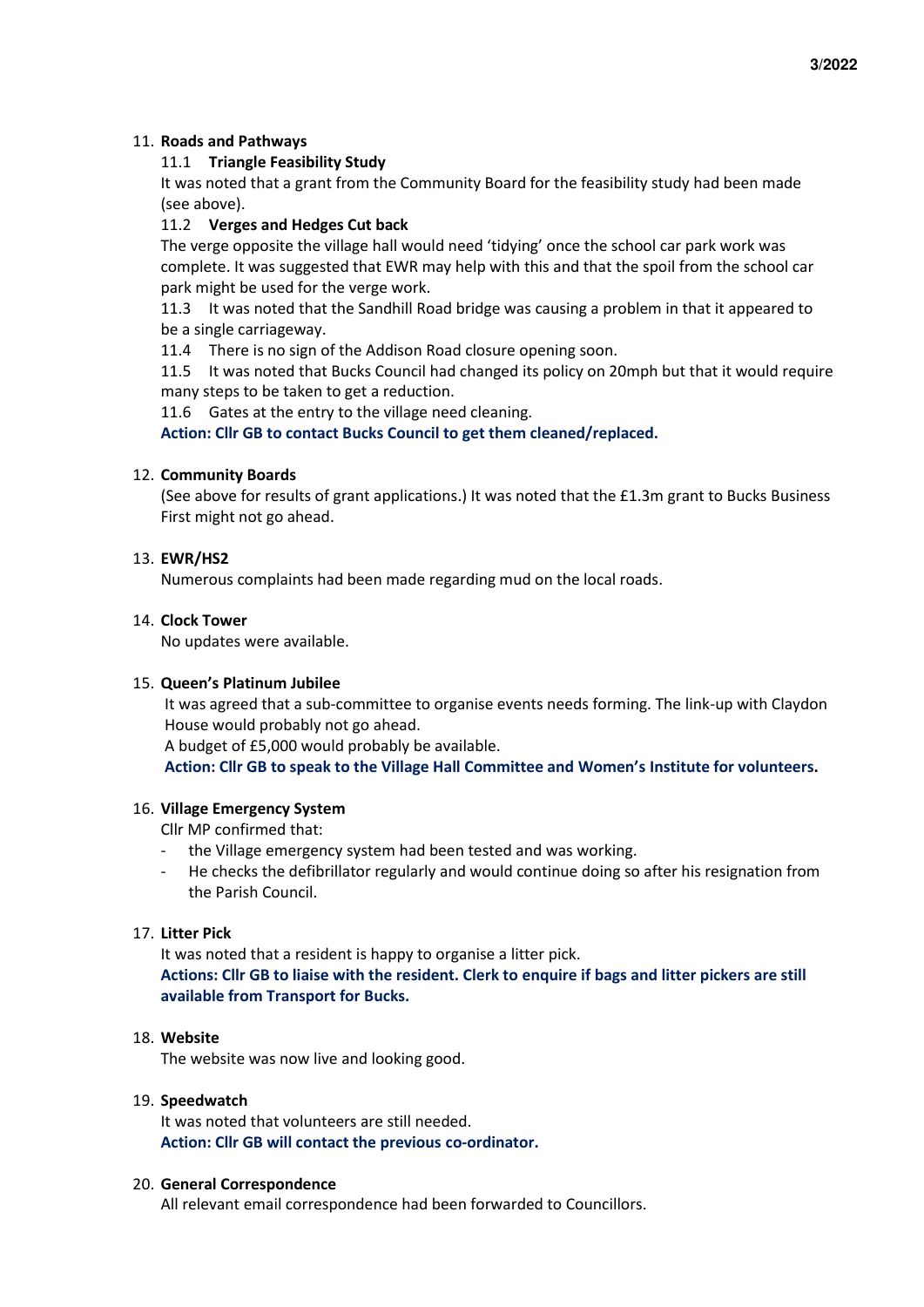11. **Roads and Pathways**

    11.1 **Triangle Feasibility Study**

    It was noted that a grant from the Community Board for the feasibility study had been made (see above).

    11.2 **Verges and Hedges Cut back**

    The verge opposite the village hall would need 'tidying' once the school car park work was complete. It was suggested that EWR may help with this and that the spoil from the school car park might be used for the verge work.

    11.3 It was noted that the Sandhill Road bridge was causing a problem in that it appeared to be a single carriageway.

    11.4 There is no sign of the Addison Road closure opening soon.

    11.5 It was noted that Bucks Council had changed its policy on 20mph but that it would require many steps to be taken to get a reduction.

    11.6 Gates at the entry to the village need cleaning.

    **Action: Cllr GB to contact Bucks Council to get them cleaned/replaced.**

12. **Community Boards**

    (See above for results of grant applications.) It was noted that the £1.3m grant to Bucks Business First might not go ahead.

13. **EWR/HS2**

    Numerous complaints had been made regarding mud on the local roads.

14. **Clock Tower**

    No updates were available.

15. **Queen's Platinum Jubilee**

    It was agreed that a sub-committee to organise events needs forming. The link-up with Claydon House would probably not go ahead.

    A budget of £5,000 would probably be available.

    **Action: Cllr GB to speak to the Village Hall Committee and Women's Institute for volunteers.**

16. **Village Emergency System**

    Cllr MP confirmed that:

    - the Village emergency system had been tested and was working.
    - He checks the defibrillator regularly and would continue doing so after his resignation from the Parish Council.

17. **Litter Pick**

    It was noted that a resident is happy to organise a litter pick.

    **Actions: Cllr GB to liaise with the resident. Clerk to enquire if bags and litter pickers are still available from Transport for Bucks.**

18. **Website**

    The website was now live and looking good.

19. **Speedwatch**

    It was noted that volunteers are still needed.

    **Action: Cllr GB will contact the previous co-ordinator.**

20. **General Correspondence**

    All relevant email correspondence had been forwarded to Councillors.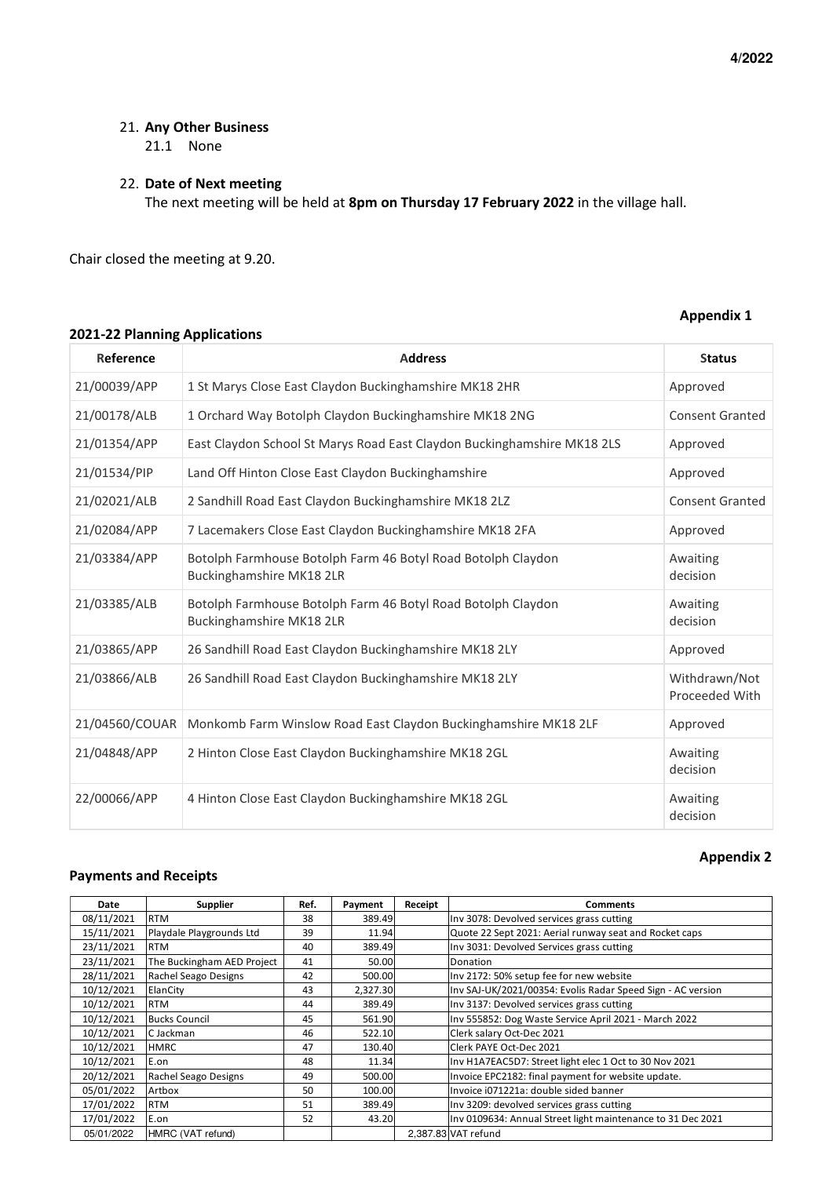21. **Any Other Business**
    21.1 None

22. **Date of Next meeting**
    The next meeting will be held at **8pm on Thursday 17 February 2022** in the village hall.

Chair closed the meeting at 9.20.

**Appendix 1**

## 2021-22 Planning Applications

| Reference | Address | Status |
|---|---|---|
| 21/00039/APP | 1 St Marys Close East Claydon Buckinghamshire MK18 2HR | Approved |
| 21/00178/ALB | 1 Orchard Way Botolph Claydon Buckinghamshire MK18 2NG | Consent Granted |
| 21/01354/APP | East Claydon School St Marys Road East Claydon Buckinghamshire MK18 2LS | Approved |
| 21/01534/PIP | Land Off Hinton Close East Claydon Buckinghamshire | Approved |
| 21/02021/ALB | 2 Sandhill Road East Claydon Buckinghamshire MK18 2LZ | Consent Granted |
| 21/02084/APP | 7 Lacemakers Close East Claydon Buckinghamshire MK18 2FA | Approved |
| 21/03384/APP | Botolph Farmhouse Botolph Farm 46 Botyl Road Botolph Claydon Buckinghamshire MK18 2LR | Awaiting decision |
| 21/03385/ALB | Botolph Farmhouse Botolph Farm 46 Botyl Road Botolph Claydon Buckinghamshire MK18 2LR | Awaiting decision |
| 21/03865/APP | 26 Sandhill Road East Claydon Buckinghamshire MK18 2LY | Approved |
| 21/03866/ALB | 26 Sandhill Road East Claydon Buckinghamshire MK18 2LY | Withdrawn/Not Proceeded With |
| 21/04560/COUAR | Monkomb Farm Winslow Road East Claydon Buckinghamshire MK18 2LF | Approved |
| 21/04848/APP | 2 Hinton Close East Claydon Buckinghamshire MK18 2GL | Awaiting decision |
| 22/00066/APP | 4 Hinton Close East Claydon Buckinghamshire MK18 2GL | Awaiting decision |

**Appendix 2**

## Payments and Receipts

| Date | Supplier | Ref. | Payment | Receipt | Comments |
|---|---|---|---|---|---|
| 08/11/2021 | RTM | 38 | 389.49 | | Inv 3078: Devolved services grass cutting |
| 15/11/2021 | Playdale Playgrounds Ltd | 39 | 11.94 | | Quote 22 Sept 2021: Aerial runway seat and Rocket caps |
| 23/11/2021 | RTM | 40 | 389.49 | | Inv 3031: Devolved Services grass cutting |
| 23/11/2021 | The Buckingham AED Project | 41 | 50.00 | | Donation |
| 28/11/2021 | Rachel Seago Designs | 42 | 500.00 | | Inv 2172: 50% setup fee for new website |
| 10/12/2021 | ElanCity | 43 | 2,327.30 | | Inv SAJ-UK/2021/00354: Evolis Radar Speed Sign - AC version |
| 10/12/2021 | RTM | 44 | 389.49 | | Inv 3137: Devolved services grass cutting |
| 10/12/2021 | Bucks Council | 45 | 561.90 | | Inv 555852: Dog Waste Service April 2021 - March 2022 |
| 10/12/2021 | C Jackman | 46 | 522.10 | | Clerk salary Oct-Dec 2021 |
| 10/12/2021 | HMRC | 47 | 130.40 | | Clerk PAYE Oct-Dec 2021 |
| 10/12/2021 | E.on | 48 | 11.34 | | Inv H1A7EAC5D7: Street light elec 1 Oct to 30 Nov 2021 |
| 20/12/2021 | Rachel Seago Designs | 49 | 500.00 | | Invoice EPC2182: final payment for website update. |
| 05/01/2022 | Artbox | 50 | 100.00 | | Invoice i071221a: double sided banner |
| 17/01/2022 | RTM | 51 | 389.49 | | Inv 3209: devolved services grass cutting |
| 17/01/2022 | E.on | 52 | 43.20 | | Inv 0109634: Annual Street light maintenance to 31 Dec 2021 |
| 05/01/2022 | HMRC (VAT refund) | | | 2,387.83 | VAT refund |